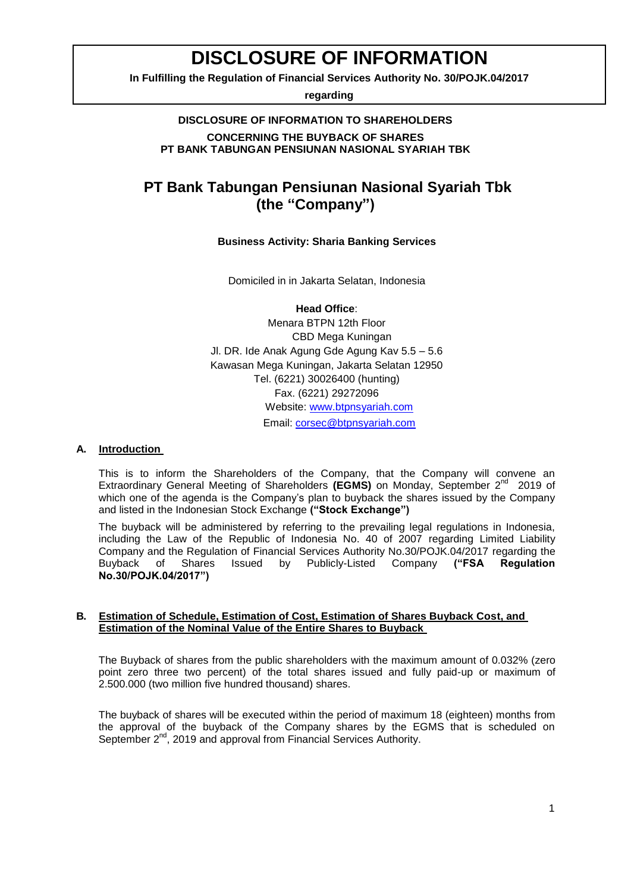# DISCLOSURE OF INFORMATION

**In Fulfilling the Regulation of Financial Services Authority No. 30/POJK.04/2017**

**regarding**

**DISCLOSURE OF INFORMATION TO SHAREHOLDERS**

**CONCERNING THE BUYBACK OF SHARES**
**PT BANK TABUNGAN PENSIUNAN NASIONAL SYARIAH TBK**

## PT Bank Tabungan Pensiunan Nasional Syariah Tbk (the "Company")

**Business Activity: Sharia Banking Services**

Domiciled in in Jakarta Selatan, Indonesia

**Head Office**:
Menara BTPN 12th Floor
CBD Mega Kuningan
Jl. DR. Ide Anak Agung Gde Agung Kav 5.5 – 5.6
Kawasan Mega Kuningan, Jakarta Selatan 12950
Tel. (6221) 30026400 (hunting)
Fax. (6221) 29272096
Website: www.btpnsyariah.com
Email: corsec@btpnsyariah.com

### A. Introduction

This is to inform the Shareholders of the Company, that the Company will convene an Extraordinary General Meeting of Shareholders **(EGMS)** on Monday, September 2nd 2019 of which one of the agenda is the Company's plan to buyback the shares issued by the Company and listed in the Indonesian Stock Exchange **("Stock Exchange")**

The buyback will be administered by referring to the prevailing legal regulations in Indonesia, including the Law of the Republic of Indonesia No. 40 of 2007 regarding Limited Liability Company and the Regulation of Financial Services Authority No.30/POJK.04/2017 regarding the Buyback of Shares Issued by Publicly-Listed Company **("FSA Regulation No.30/POJK.04/2017")**

### B. Estimation of Schedule, Estimation of Cost, Estimation of Shares Buyback Cost, and Estimation of the Nominal Value of the Entire Shares to Buyback

The Buyback of shares from the public shareholders with the maximum amount of 0.032% (zero point zero three two percent) of the total shares issued and fully paid-up or maximum of 2.500.000 (two million five hundred thousand) shares.

The buyback of shares will be executed within the period of maximum 18 (eighteen) months from the approval of the buyback of the Company shares by the EGMS that is scheduled on September 2nd, 2019 and approval from Financial Services Authority.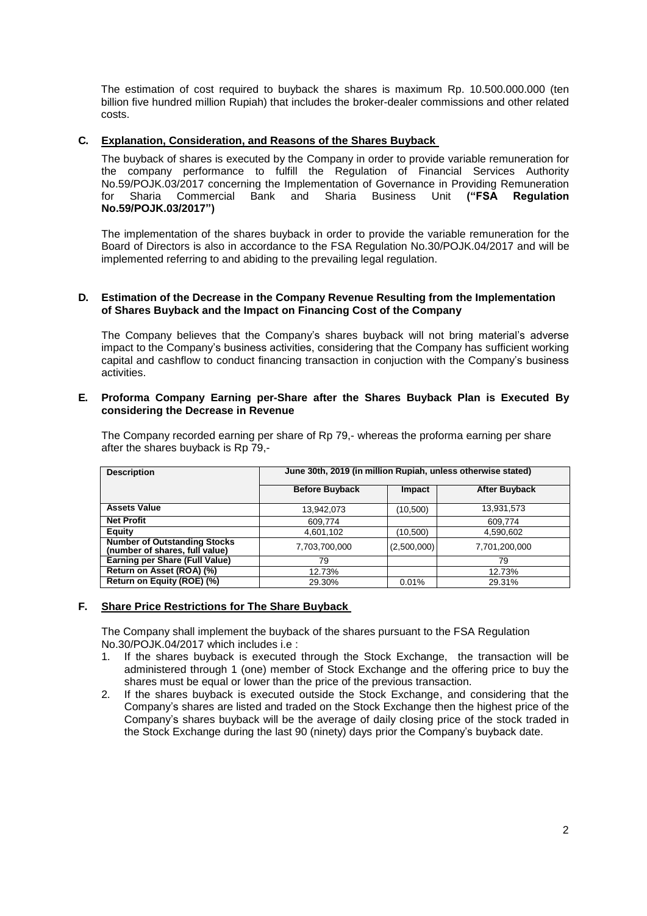The estimation of cost required to buyback the shares is maximum Rp. 10.500.000.000 (ten billion five hundred million Rupiah) that includes the broker-dealer commissions and other related costs.

## C. Explanation, Consideration, and Reasons of the Shares Buyback

The buyback of shares is executed by the Company in order to provide variable remuneration for the company performance to fulfill the Regulation of Financial Services Authority No.59/POJK.03/2017 concerning the Implementation of Governance in Providing Remuneration for Sharia Commercial Bank and Sharia Business Unit **("FSA Regulation No.59/POJK.03/2017")**

The implementation of the shares buyback in order to provide the variable remuneration for the Board of Directors is also in accordance to the FSA Regulation No.30/POJK.04/2017 and will be implemented referring to and abiding to the prevailing legal regulation.

## D. Estimation of the Decrease in the Company Revenue Resulting from the Implementation of Shares Buyback and the Impact on Financing Cost of the Company

The Company believes that the Company's shares buyback will not bring material's adverse impact to the Company's business activities, considering that the Company has sufficient working capital and cashflow to conduct financing transaction in conjuction with the Company's business activities.

## E. Proforma Company Earning per-Share after the Shares Buyback Plan is Executed By considering the Decrease in Revenue

The Company recorded earning per share of Rp 79,- whereas the proforma earning per share after the shares buyback is Rp 79,-

| Description | June 30th, 2019 (in million Rupiah, unless otherwise stated) | | |
|---|---|---|---|
| | Before Buyback | Impact | After Buyback |
| Assets Value | 13,942,073 | (10,500) | 13,931,573 |
| Net Profit | 609,774 | | 609,774 |
| Equity | 4,601,102 | (10,500) | 4,590,602 |
| Number of Outstanding Stocks (number of shares, full value) | 7,703,700,000 | (2,500,000) | 7,701,200,000 |
| Earning per Share (Full Value) | 79 | | 79 |
| Return on Asset (ROA) (%) | 12.73% | | 12.73% |
| Return on Equity (ROE) (%) | 29.30% | 0.01% | 29.31% |

## F. Share Price Restrictions for The Share Buyback

The Company shall implement the buyback of the shares pursuant to the FSA Regulation No.30/POJK.04/2017 which includes i.e :

1. If the shares buyback is executed through the Stock Exchange, the transaction will be administered through 1 (one) member of Stock Exchange and the offering price to buy the shares must be equal or lower than the price of the previous transaction.
2. If the shares buyback is executed outside the Stock Exchange, and considering that the Company's shares are listed and traded on the Stock Exchange then the highest price of the Company's shares buyback will be the average of daily closing price of the stock traded in the Stock Exchange during the last 90 (ninety) days prior the Company's buyback date.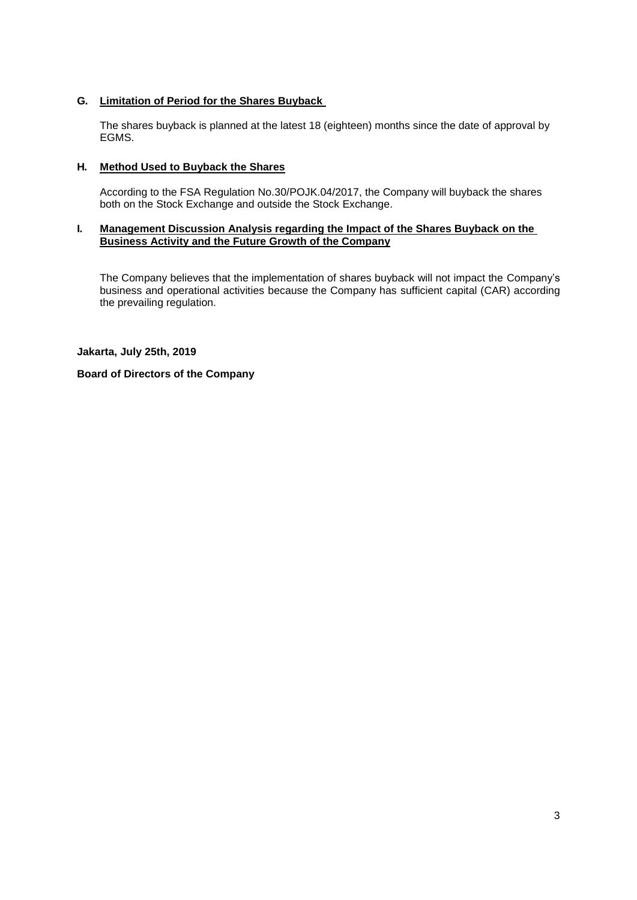**G. Limitation of Period for the Shares Buyback**

The shares buyback is planned at the latest 18 (eighteen) months since the date of approval by EGMS.

**H. Method Used to Buyback the Shares**

According to the FSA Regulation No.30/POJK.04/2017, the Company will buyback the shares both on the Stock Exchange and outside the Stock Exchange.

**I. Management Discussion Analysis regarding the Impact of the Shares Buyback on the Business Activity and the Future Growth of the Company**

The Company believes that the implementation of shares buyback will not impact the Company's business and operational activities because the Company has sufficient capital (CAR) according the prevailing regulation.

**Jakarta, July 25th, 2019**

**Board of Directors of the Company**